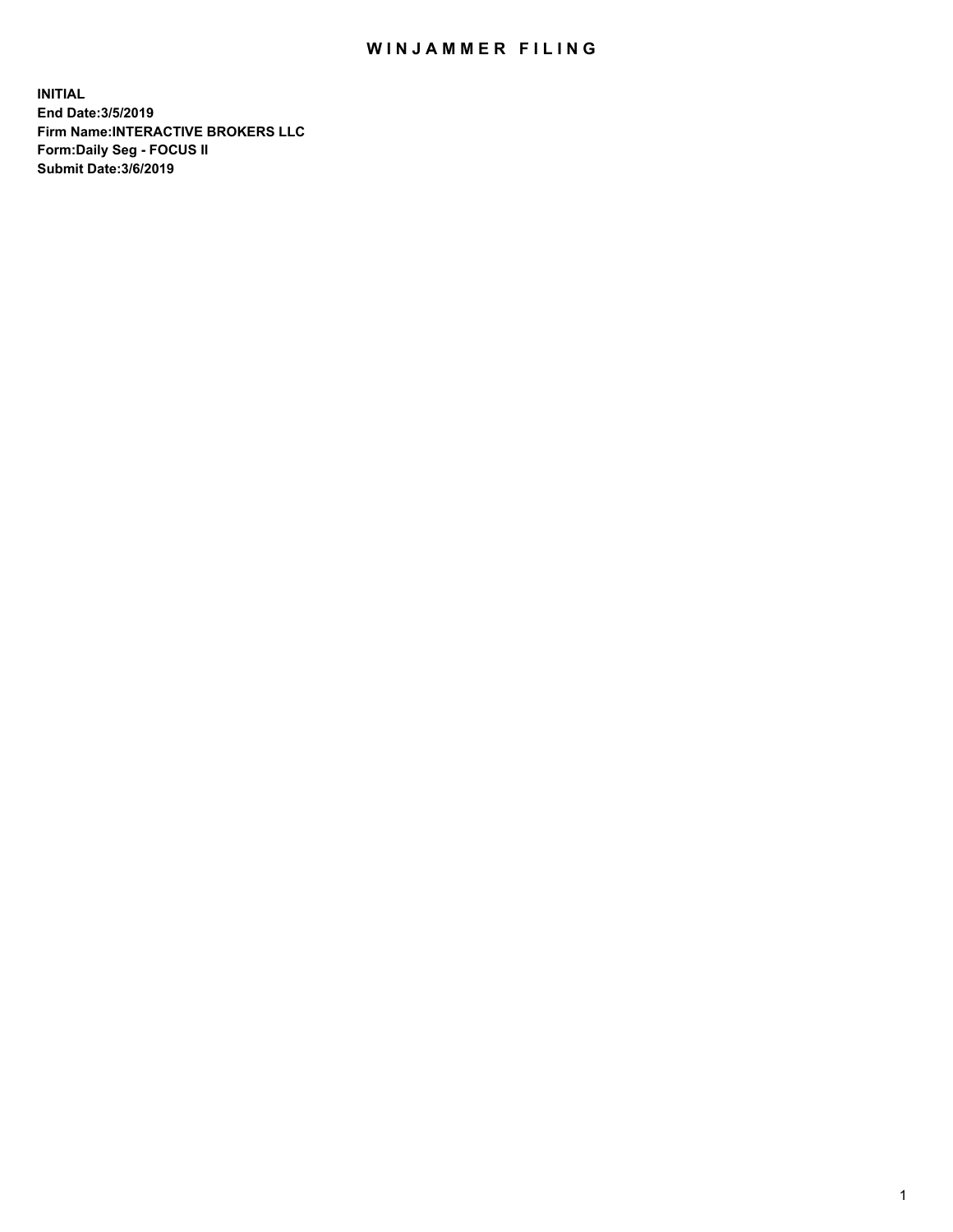# WINJAMMER FILING

**INITIAL**
**End Date:3/5/2019**
**Firm Name:INTERACTIVE BROKERS LLC**
**Form:Daily Seg - FOCUS II**
**Submit Date:3/6/2019**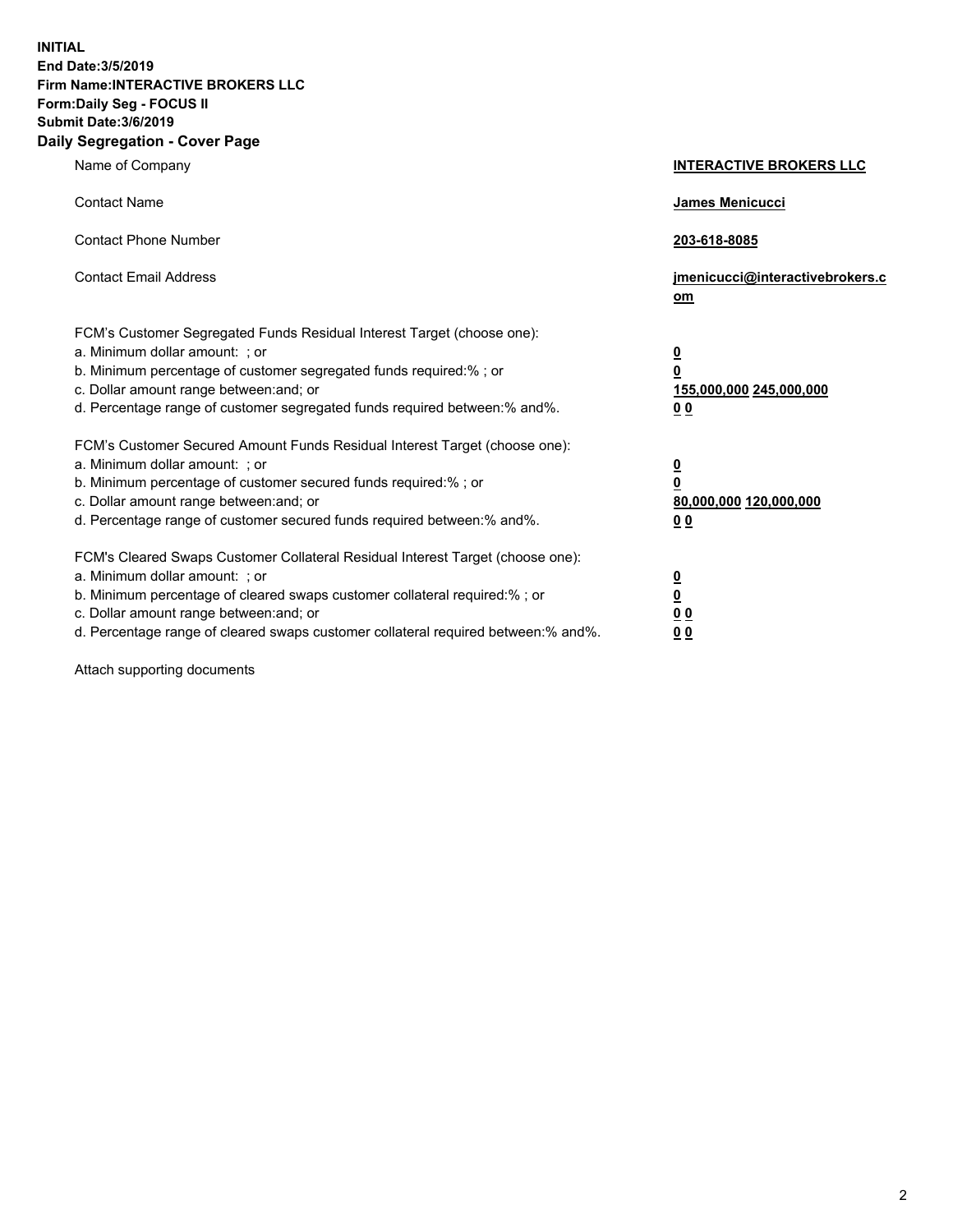**INITIAL**
**End Date:3/5/2019**
**Firm Name:INTERACTIVE BROKERS LLC**
**Form:Daily Seg - FOCUS II**
**Submit Date:3/6/2019**
**Daily Segregation - Cover Page**

| | |
|---|---|
| Name of Company | **INTERACTIVE BROKERS LLC** |
| Contact Name | **James Menicucci** |
| Contact Phone Number | **203-618-8085** |
| Contact Email Address | **jmenicucci@interactivebrokers.com** |

FCM's Customer Segregated Funds Residual Interest Target (choose one):

| | |
|---|---|
| a. Minimum dollar amount: ; or | **0** |
| b. Minimum percentage of customer segregated funds required:% ; or | **0** |
| c. Dollar amount range between:and; or | **155,000,000 245,000,000** |
| d. Percentage range of customer segregated funds required between:% and%. | **0 0** |

FCM's Customer Secured Amount Funds Residual Interest Target (choose one):

| | |
|---|---|
| a. Minimum dollar amount: ; or | **0** |
| b. Minimum percentage of customer secured funds required:% ; or | **0** |
| c. Dollar amount range between:and; or | **80,000,000 120,000,000** |
| d. Percentage range of customer secured funds required between:% and%. | **0 0** |

FCM's Cleared Swaps Customer Collateral Residual Interest Target (choose one):

| | |
|---|---|
| a. Minimum dollar amount: ; or | **0** |
| b. Minimum percentage of cleared swaps customer collateral required:% ; or | **0** |
| c. Dollar amount range between:and; or | **0 0** |
| d. Percentage range of cleared swaps customer collateral required between:% and%. | **0 0** |

Attach supporting documents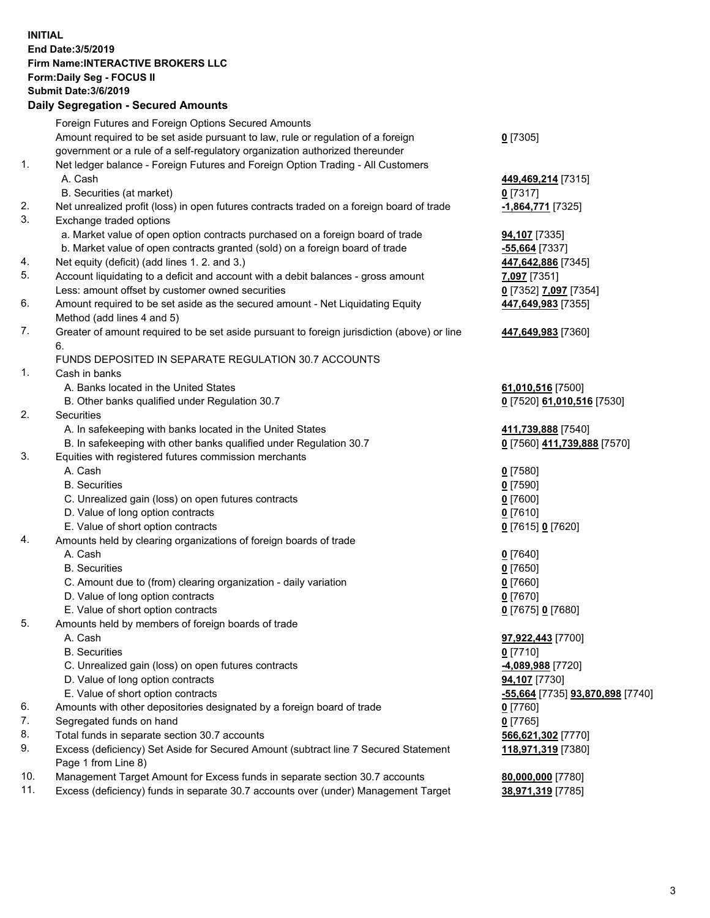**INITIAL**
**End Date:3/5/2019**
**Firm Name:INTERACTIVE BROKERS LLC**
**Form:Daily Seg - FOCUS II**
**Submit Date:3/6/2019**

## Daily Segregation - Secured Amounts

| | | |
|---|---|---|
| | Foreign Futures and Foreign Options Secured Amounts | |
| | Amount required to be set aside pursuant to law, rule or regulation of a foreign government or a rule of a self-regulatory organization authorized thereunder | **0** [7305] |
| 1. | Net ledger balance - Foreign Futures and Foreign Option Trading - All Customers | |
| | A. Cash | **449,469,214** [7315] |
| | B. Securities (at market) | **0** [7317] |
| 2. | Net unrealized profit (loss) in open futures contracts traded on a foreign board of trade | **-1,864,771** [7325] |
| 3. | Exchange traded options | |
| | a. Market value of open option contracts purchased on a foreign board of trade | **94,107** [7335] |
| | b. Market value of open contracts granted (sold) on a foreign board of trade | **-55,664** [7337] |
| 4. | Net equity (deficit) (add lines 1. 2. and 3.) | **447,642,886** [7345] |
| 5. | Account liquidating to a deficit and account with a debit balances - gross amount | **7,097** [7351] |
| | Less: amount offset by customer owned securities | **0** [7352] **7,097** [7354] |
| 6. | Amount required to be set aside as the secured amount - Net Liquidating Equity Method (add lines 4 and 5) | **447,649,983** [7355] |
| 7. | Greater of amount required to be set aside pursuant to foreign jurisdiction (above) or line 6. | **447,649,983** [7360] |
| | FUNDS DEPOSITED IN SEPARATE REGULATION 30.7 ACCOUNTS | |
| 1. | Cash in banks | |
| | A. Banks located in the United States | **61,010,516** [7500] |
| | B. Other banks qualified under Regulation 30.7 | **0** [7520] **61,010,516** [7530] |
| 2. | Securities | |
| | A. In safekeeping with banks located in the United States | **411,739,888** [7540] |
| | B. In safekeeping with other banks qualified under Regulation 30.7 | **0** [7560] **411,739,888** [7570] |
| 3. | Equities with registered futures commission merchants | |
| | A. Cash | **0** [7580] |
| | B. Securities | **0** [7590] |
| | C. Unrealized gain (loss) on open futures contracts | **0** [7600] |
| | D. Value of long option contracts | **0** [7610] |
| | E. Value of short option contracts | **0** [7615] **0** [7620] |
| 4. | Amounts held by clearing organizations of foreign boards of trade | |
| | A. Cash | **0** [7640] |
| | B. Securities | **0** [7650] |
| | C. Amount due to (from) clearing organization - daily variation | **0** [7660] |
| | D. Value of long option contracts | **0** [7670] |
| | E. Value of short option contracts | **0** [7675] **0** [7680] |
| 5. | Amounts held by members of foreign boards of trade | |
| | A. Cash | **97,922,443** [7700] |
| | B. Securities | **0** [7710] |
| | C. Unrealized gain (loss) on open futures contracts | **-4,089,988** [7720] |
| | D. Value of long option contracts | **94,107** [7730] |
| | E. Value of short option contracts | **-55,664** [7735] **93,870,898** [7740] |
| 6. | Amounts with other depositories designated by a foreign board of trade | **0** [7760] |
| 7. | Segregated funds on hand | **0** [7765] |
| 8. | Total funds in separate section 30.7 accounts | **566,621,302** [7770] |
| 9. | Excess (deficiency) Set Aside for Secured Amount (subtract line 7 Secured Statement Page 1 from Line 8) | **118,971,319** [7380] |
| 10. | Management Target Amount for Excess funds in separate section 30.7 accounts | **80,000,000** [7780] |
| 11. | Excess (deficiency) funds in separate 30.7 accounts over (under) Management Target | **38,971,319** [7785] |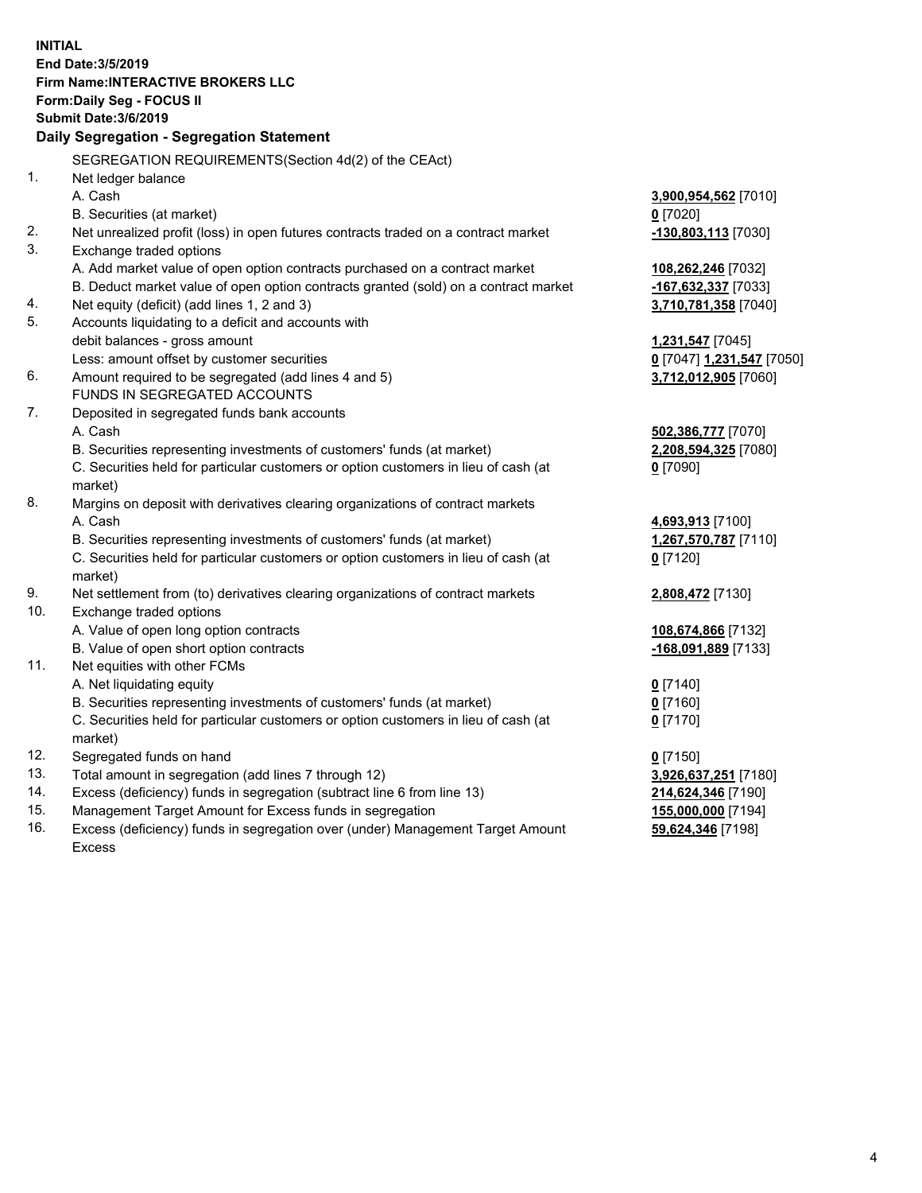**INITIAL**
**End Date:3/5/2019**
**Firm Name:INTERACTIVE BROKERS LLC**
**Form:Daily Seg - FOCUS II**
**Submit Date:3/6/2019**

**Daily Segregation - Segregation Statement**

| | | |
|---|---|---|
| | SEGREGATION REQUIREMENTS(Section 4d(2) of the CEAct) | |
| 1. | Net ledger balance | |
| | A. Cash | **3,900,954,562** [7010] |
| | B. Securities (at market) | **0** [7020] |
| 2. | Net unrealized profit (loss) in open futures contracts traded on a contract market | **-130,803,113** [7030] |
| 3. | Exchange traded options | |
| | A. Add market value of open option contracts purchased on a contract market | **108,262,246** [7032] |
| | B. Deduct market value of open option contracts granted (sold) on a contract market | **-167,632,337** [7033] |
| 4. | Net equity (deficit) (add lines 1, 2 and 3) | **3,710,781,358** [7040] |
| 5. | Accounts liquidating to a deficit and accounts with debit balances - gross amount | **1,231,547** [7045] |
| | Less: amount offset by customer securities | **0** [7047] **1,231,547** [7050] |
| 6. | Amount required to be segregated (add lines 4 and 5) | **3,712,012,905** [7060] |
| | FUNDS IN SEGREGATED ACCOUNTS | |
| 7. | Deposited in segregated funds bank accounts | |
| | A. Cash | **502,386,777** [7070] |
| | B. Securities representing investments of customers' funds (at market) | **2,208,594,325** [7080] |
| | C. Securities held for particular customers or option customers in lieu of cash (at market) | **0** [7090] |
| 8. | Margins on deposit with derivatives clearing organizations of contract markets | |
| | A. Cash | **4,693,913** [7100] |
| | B. Securities representing investments of customers' funds (at market) | **1,267,570,787** [7110] |
| | C. Securities held for particular customers or option customers in lieu of cash (at market) | **0** [7120] |
| 9. | Net settlement from (to) derivatives clearing organizations of contract markets | **2,808,472** [7130] |
| 10. | Exchange traded options | |
| | A. Value of open long option contracts | **108,674,866** [7132] |
| | B. Value of open short option contracts | **-168,091,889** [7133] |
| 11. | Net equities with other FCMs | |
| | A. Net liquidating equity | **0** [7140] |
| | B. Securities representing investments of customers' funds (at market) | **0** [7160] |
| | C. Securities held for particular customers or option customers in lieu of cash (at market) | **0** [7170] |
| 12. | Segregated funds on hand | **0** [7150] |
| 13. | Total amount in segregation (add lines 7 through 12) | **3,926,637,251** [7180] |
| 14. | Excess (deficiency) funds in segregation (subtract line 6 from line 13) | **214,624,346** [7190] |
| 15. | Management Target Amount for Excess funds in segregation | **155,000,000** [7194] |
| 16. | Excess (deficiency) funds in segregation over (under) Management Target Amount Excess | **59,624,346** [7198] |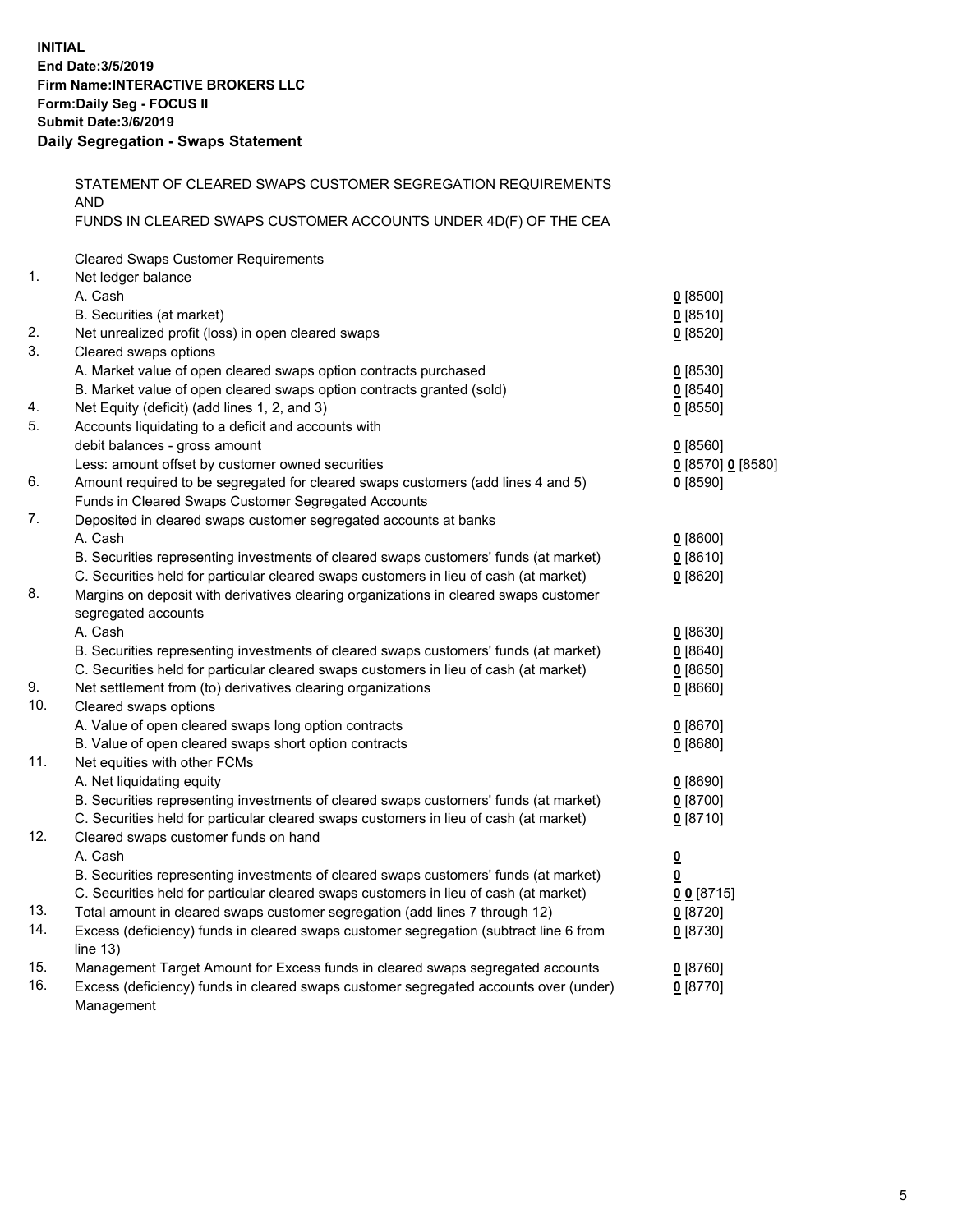**INITIAL**
**End Date:3/5/2019**
**Firm Name:INTERACTIVE BROKERS LLC**
**Form:Daily Seg - FOCUS II**
**Submit Date:3/6/2019**
**Daily Segregation - Swaps Statement**

STATEMENT OF CLEARED SWAPS CUSTOMER SEGREGATION REQUIREMENTS
AND
FUNDS IN CLEARED SWAPS CUSTOMER ACCOUNTS UNDER 4D(F) OF THE CEA

| | | |
|---|---|---|
| | Cleared Swaps Customer Requirements | |
| 1. | Net ledger balance | |
| | A. Cash | 0 [8500] |
| | B. Securities (at market) | 0 [8510] |
| 2. | Net unrealized profit (loss) in open cleared swaps | 0 [8520] |
| 3. | Cleared swaps options | |
| | A. Market value of open cleared swaps option contracts purchased | 0 [8530] |
| | B. Market value of open cleared swaps option contracts granted (sold) | 0 [8540] |
| 4. | Net Equity (deficit) (add lines 1, 2, and 3) | 0 [8550] |
| 5. | Accounts liquidating to a deficit and accounts with | |
| | debit balances - gross amount | 0 [8560] |
| | Less: amount offset by customer owned securities | 0 [8570] 0 [8580] |
| 6. | Amount required to be segregated for cleared swaps customers (add lines 4 and 5) | 0 [8590] |
| | Funds in Cleared Swaps Customer Segregated Accounts | |
| 7. | Deposited in cleared swaps customer segregated accounts at banks | |
| | A. Cash | 0 [8600] |
| | B. Securities representing investments of cleared swaps customers' funds (at market) | 0 [8610] |
| | C. Securities held for particular cleared swaps customers in lieu of cash (at market) | 0 [8620] |
| 8. | Margins on deposit with derivatives clearing organizations in cleared swaps customer segregated accounts | |
| | A. Cash | 0 [8630] |
| | B. Securities representing investments of cleared swaps customers' funds (at market) | 0 [8640] |
| | C. Securities held for particular cleared swaps customers in lieu of cash (at market) | 0 [8650] |
| 9. | Net settlement from (to) derivatives clearing organizations | 0 [8660] |
| 10. | Cleared swaps options | |
| | A. Value of open cleared swaps long option contracts | 0 [8670] |
| | B. Value of open cleared swaps short option contracts | 0 [8680] |
| 11. | Net equities with other FCMs | |
| | A. Net liquidating equity | 0 [8690] |
| | B. Securities representing investments of cleared swaps customers' funds (at market) | 0 [8700] |
| | C. Securities held for particular cleared swaps customers in lieu of cash (at market) | 0 [8710] |
| 12. | Cleared swaps customer funds on hand | |
| | A. Cash | 0 |
| | B. Securities representing investments of cleared swaps customers' funds (at market) | 0 |
| | C. Securities held for particular cleared swaps customers in lieu of cash (at market) | 0 0 [8715] |
| 13. | Total amount in cleared swaps customer segregation (add lines 7 through 12) | 0 [8720] |
| 14. | Excess (deficiency) funds in cleared swaps customer segregation (subtract line 6 from line 13) | 0 [8730] |
| 15. | Management Target Amount for Excess funds in cleared swaps segregated accounts | 0 [8760] |
| 16. | Excess (deficiency) funds in cleared swaps customer segregated accounts over (under) Management | 0 [8770] |